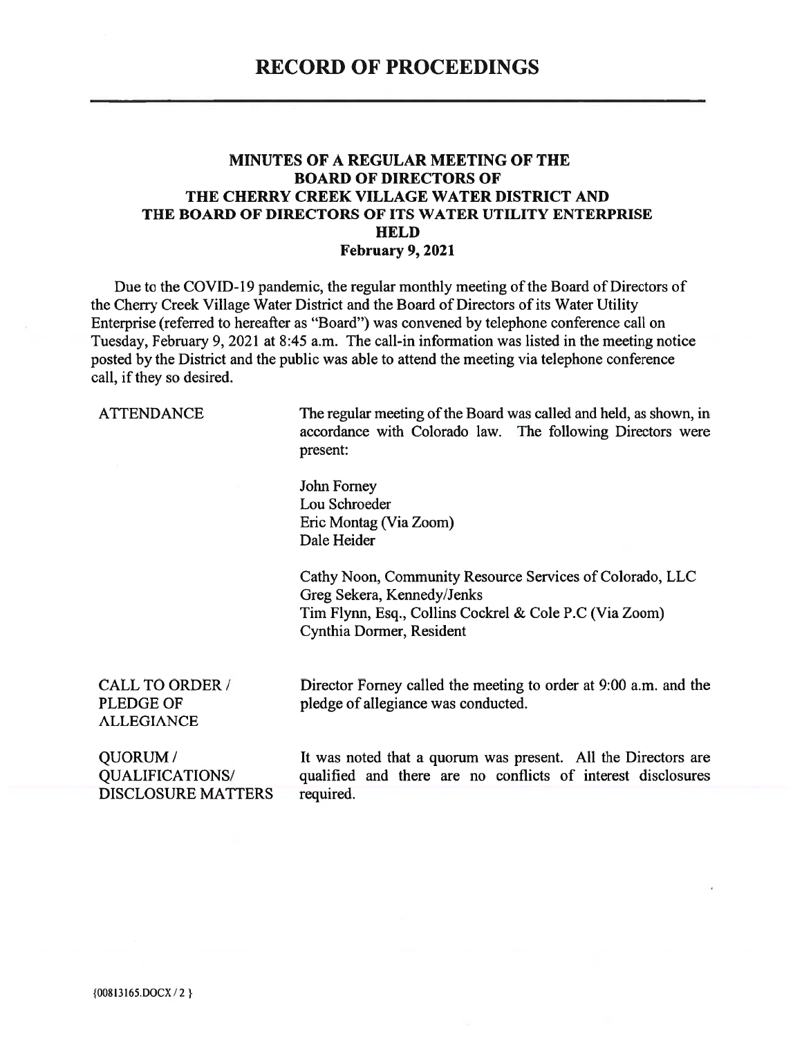# RECORD OF PROCEEDINGS

## MINUTES OF A REGULAR MEETING OF THE BOARD OF DIRECTORS OF THE CHERRY CREEK VILLAGE WATER DISTRICT AND THE BOARD OF DIRECTORS OF ITS WATER UTILITY ENTERPRISE HELD February 9, 2021

Due to the COVID-19 pandemic, the regular monthly meeting of the Board of Directors of the Cherry Creek Village Water District and the Board of Directors of its Water Utility Enterprise (referred to hereafter as "Board") was convened by telephone conference call on Tuesday, February 9, 2021 at 8:45 a.m. The call-in information was listed in the meeting notice posted by the District and the public was able to attend the meeting via telephone conference call, if they so desired.

**ATTENDANCE**

The regular meeting of the Board was called and held, as shown, in accordance with Colorado law. The following Directors were present:

John Forney
Lou Schroeder
Eric Montag (Via Zoom)
Dale Heider

Cathy Noon, Community Resource Services of Colorado, LLC
Greg Sekera, Kennedy/Jenks
Tim Flynn, Esq., Collins Cockrel & Cole P.C (Via Zoom)
Cynthia Dormer, Resident

**CALL TO ORDER / PLEDGE OF ALLEGIANCE**

Director Forney called the meeting to order at 9:00 a.m. and the pledge of allegiance was conducted.

**QUORUM / QUALIFICATIONS/ DISCLOSURE MATTERS**

It was noted that a quorum was present. All the Directors are qualified and there are no conflicts of interest disclosures required.

{00813165.DOCX / 2 }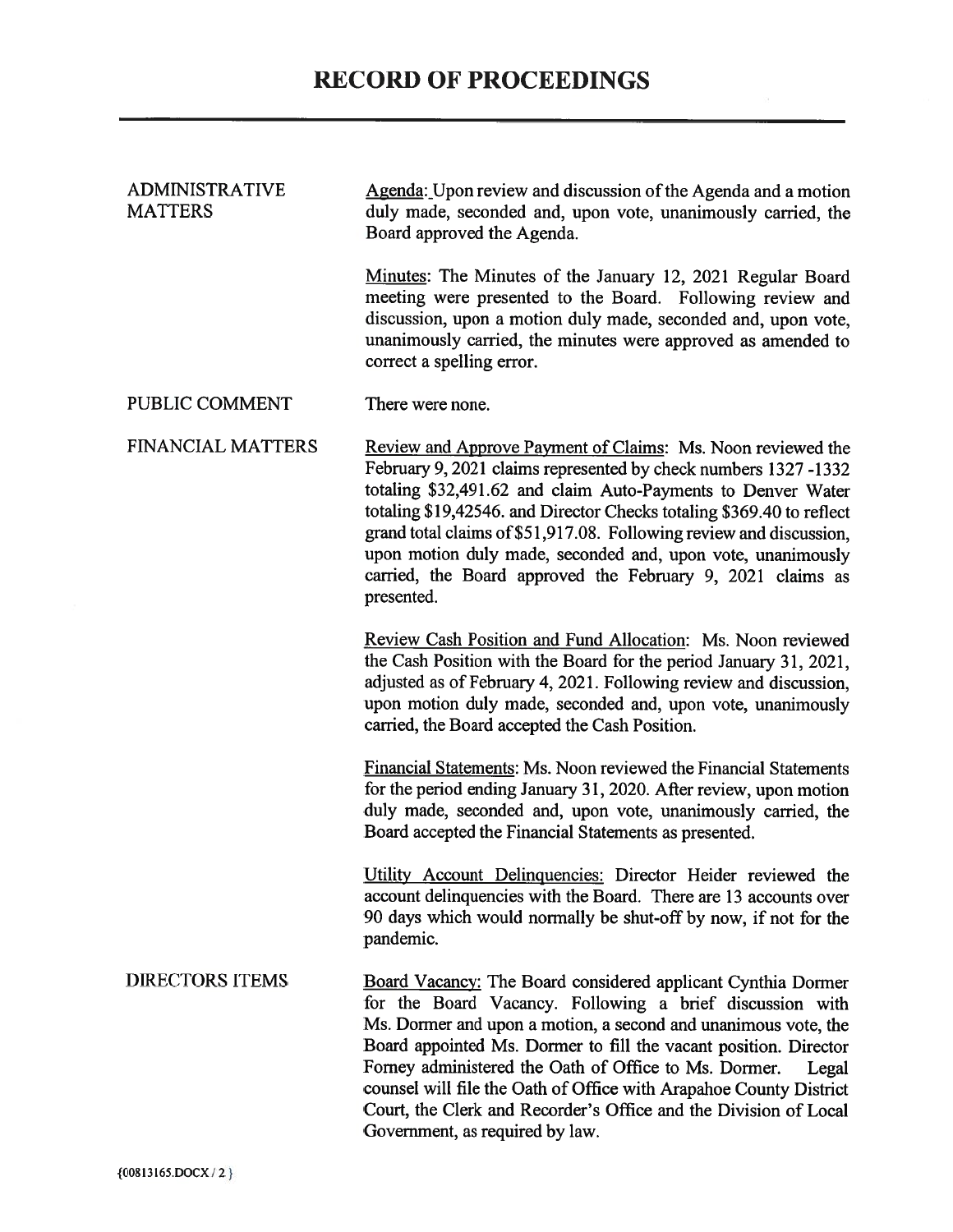# RECORD OF PROCEEDINGS

**ADMINISTRATIVE MATTERS**

Agenda: Upon review and discussion of the Agenda and a motion duly made, seconded and, upon vote, unanimously carried, the Board approved the Agenda.

Minutes: The Minutes of the January 12, 2021 Regular Board meeting were presented to the Board. Following review and discussion, upon a motion duly made, seconded and, upon vote, unanimously carried, the minutes were approved as amended to correct a spelling error.

**PUBLIC COMMENT**

There were none.

**FINANCIAL MATTERS**

Review and Approve Payment of Claims: Ms. Noon reviewed the February 9, 2021 claims represented by check numbers 1327 -1332 totaling $32,491.62 and claim Auto-Payments to Denver Water totaling $19,42546. and Director Checks totaling $369.40 to reflect grand total claims of $51,917.08. Following review and discussion, upon motion duly made, seconded and, upon vote, unanimously carried, the Board approved the February 9, 2021 claims as presented.

Review Cash Position and Fund Allocation: Ms. Noon reviewed the Cash Position with the Board for the period January 31, 2021, adjusted as of February 4, 2021. Following review and discussion, upon motion duly made, seconded and, upon vote, unanimously carried, the Board accepted the Cash Position.

Financial Statements: Ms. Noon reviewed the Financial Statements for the period ending January 31, 2020. After review, upon motion duly made, seconded and, upon vote, unanimously carried, the Board accepted the Financial Statements as presented.

Utility Account Delinquencies: Director Heider reviewed the account delinquencies with the Board. There are 13 accounts over 90 days which would normally be shut-off by now, if not for the pandemic.

**DIRECTORS ITEMS**

Board Vacancy: The Board considered applicant Cynthia Dormer for the Board Vacancy. Following a brief discussion with Ms. Dormer and upon a motion, a second and unanimous vote, the Board appointed Ms. Dormer to fill the vacant position. Director Forney administered the Oath of Office to Ms. Dormer. Legal counsel will file the Oath of Office with Arapahoe County District Court, the Clerk and Recorder's Office and the Division of Local Government, as required by law.

{00813165.DOCX / 2 }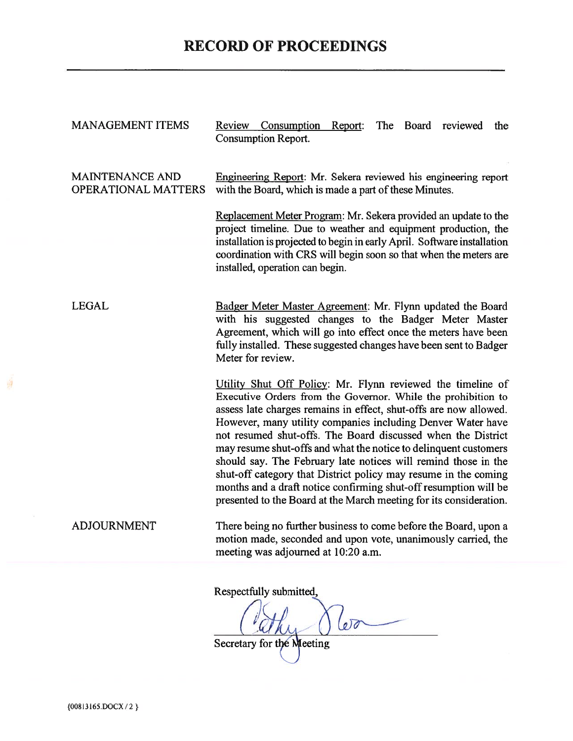# RECORD OF PROCEEDINGS

| | |
|---|---|
| MANAGEMENT ITEMS | Review Consumption Report: The Board reviewed the Consumption Report. |
| MAINTENANCE AND OPERATIONAL MATTERS | Engineering Report: Mr. Sekera reviewed his engineering report with the Board, which is made a part of these Minutes. |
| | Replacement Meter Program: Mr. Sekera provided an update to the project timeline. Due to weather and equipment production, the installation is projected to begin in early April. Software installation coordination with CRS will begin soon so that when the meters are installed, operation can begin. |
| LEGAL | Badger Meter Master Agreement: Mr. Flynn updated the Board with his suggested changes to the Badger Meter Master Agreement, which will go into effect once the meters have been fully installed. These suggested changes have been sent to Badger Meter for review. |
| | Utility Shut Off Policy: Mr. Flynn reviewed the timeline of Executive Orders from the Governor. While the prohibition to assess late charges remains in effect, shut-offs are now allowed. However, many utility companies including Denver Water have not resumed shut-offs. The Board discussed when the District may resume shut-offs and what the notice to delinquent customers should say. The February late notices will remind those in the shut-off category that District policy may resume in the coming months and a draft notice confirming shut-off resumption will be presented to the Board at the March meeting for its consideration. |
| ADJOURNMENT | There being no further business to come before the Board, upon a motion made, seconded and upon vote, unanimously carried, the meeting was adjourned at 10:20 a.m. |

Respectfully submitted,

Cathy Olson

Secretary for the Meeting

{00813165.DOCX / 2 }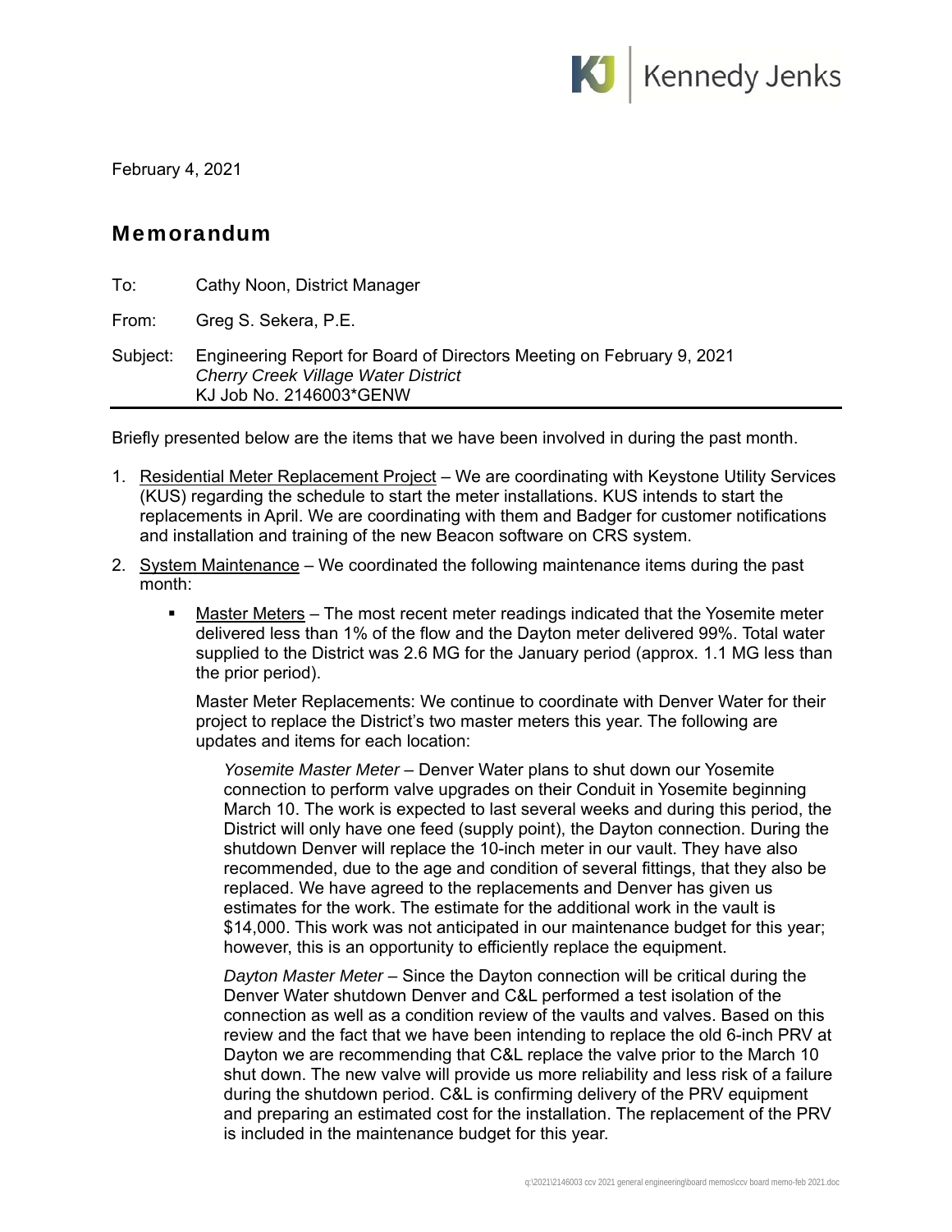February 4, 2021

## Memorandum

To: Cathy Noon, District Manager

From: Greg S. Sekera, P.E.

Subject: Engineering Report for Board of Directors Meeting on February 9, 2021
*Cherry Creek Village Water District*
KJ Job No. 2146003*GENW

---

Briefly presented below are the items that we have been involved in during the past month.

1. Residential Meter Replacement Project – We are coordinating with Keystone Utility Services (KUS) regarding the schedule to start the meter installations. KUS intends to start the replacements in April. We are coordinating with them and Badger for customer notifications and installation and training of the new Beacon software on CRS system.

2. System Maintenance – We coordinated the following maintenance items during the past month:

   - Master Meters – The most recent meter readings indicated that the Yosemite meter delivered less than 1% of the flow and the Dayton meter delivered 99%. Total water supplied to the District was 2.6 MG for the January period (approx. 1.1 MG less than the prior period).

     Master Meter Replacements: We continue to coordinate with Denver Water for their project to replace the District's two master meters this year. The following are updates and items for each location:

     *Yosemite Master Meter* – Denver Water plans to shut down our Yosemite connection to perform valve upgrades on their Conduit in Yosemite beginning March 10. The work is expected to last several weeks and during this period, the District will only have one feed (supply point), the Dayton connection. During the shutdown Denver will replace the 10-inch meter in our vault. They have also recommended, due to the age and condition of several fittings, that they also be replaced. We have agreed to the replacements and Denver has given us estimates for the work. The estimate for the additional work in the vault is $14,000. This work was not anticipated in our maintenance budget for this year; however, this is an opportunity to efficiently replace the equipment.

     *Dayton Master Meter* – Since the Dayton connection will be critical during the Denver Water shutdown Denver and C&L performed a test isolation of the connection as well as a condition review of the vaults and valves. Based on this review and the fact that we have been intending to replace the old 6-inch PRV at Dayton we are recommending that C&L replace the valve prior to the March 10 shut down. The new valve will provide us more reliability and less risk of a failure during the shutdown period. C&L is confirming delivery of the PRV equipment and preparing an estimated cost for the installation. The replacement of the PRV is included in the maintenance budget for this year.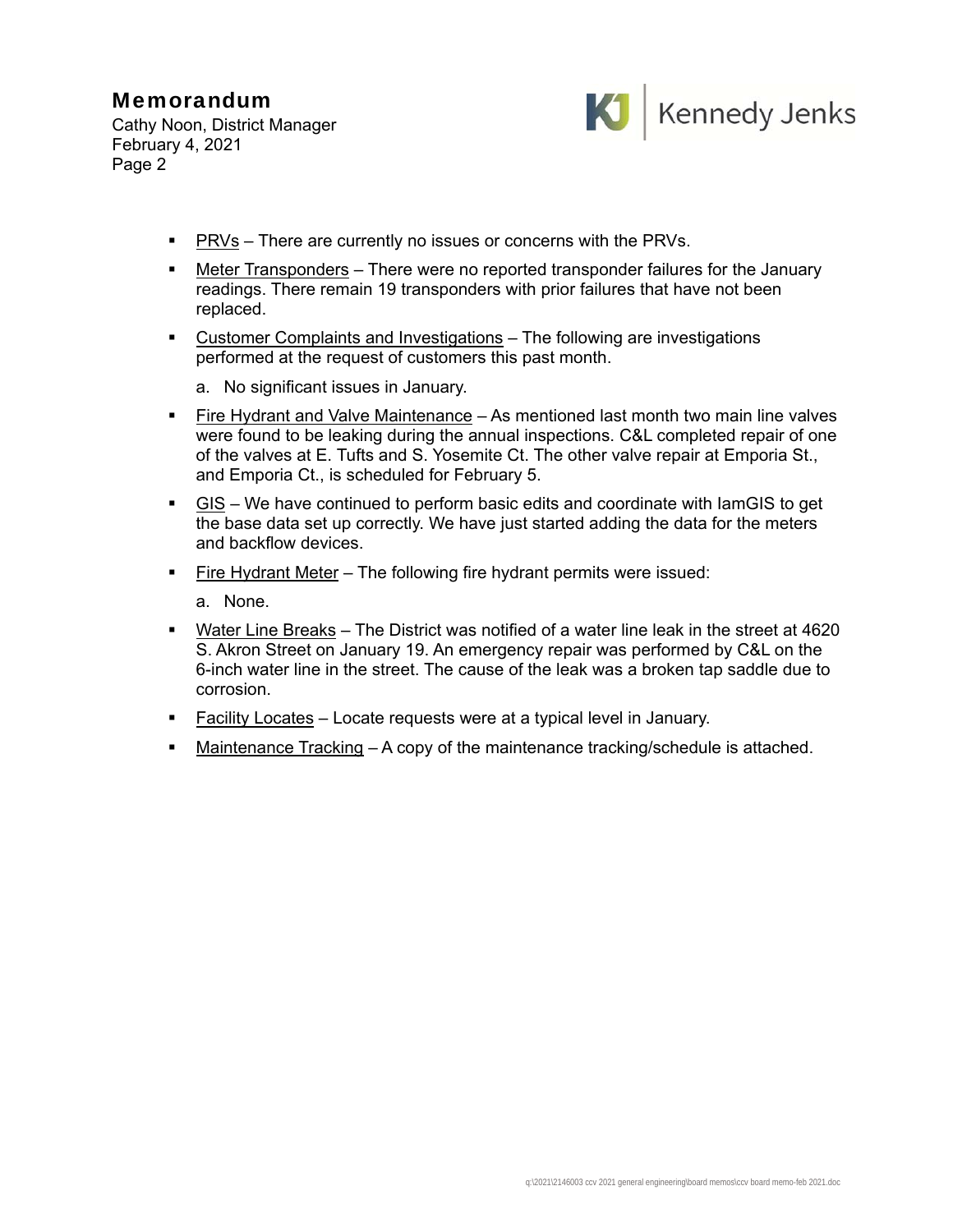- PRVs – There are currently no issues or concerns with the PRVs.
- Meter Transponders – There were no reported transponder failures for the January readings. There remain 19 transponders with prior failures that have not been replaced.
- Customer Complaints and Investigations – The following are investigations performed at the request of customers this past month.

  a. No significant issues in January.

- Fire Hydrant and Valve Maintenance – As mentioned last month two main line valves were found to be leaking during the annual inspections. C&L completed repair of one of the valves at E. Tufts and S. Yosemite Ct. The other valve repair at Emporia St., and Emporia Ct., is scheduled for February 5.
- GIS – We have continued to perform basic edits and coordinate with IamGIS to get the base data set up correctly. We have just started adding the data for the meters and backflow devices.
- Fire Hydrant Meter – The following fire hydrant permits were issued:

  a. None.

- Water Line Breaks – The District was notified of a water line leak in the street at 4620 S. Akron Street on January 19. An emergency repair was performed by C&L on the 6-inch water line in the street. The cause of the leak was a broken tap saddle due to corrosion.
- Facility Locates – Locate requests were at a typical level in January.
- Maintenance Tracking – A copy of the maintenance tracking/schedule is attached.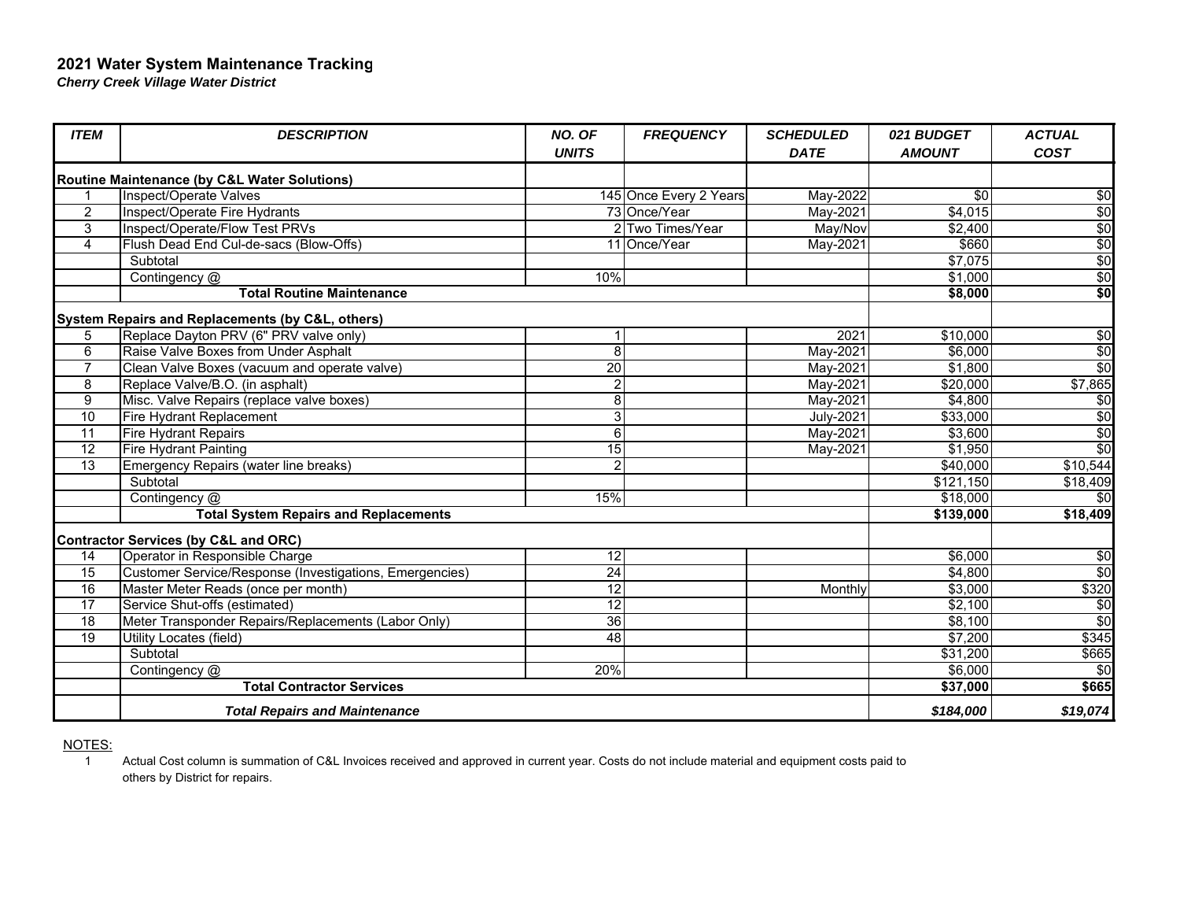## 2021 Water System Maintenance Tracking

***Cherry Creek Village Water District***

| ITEM | DESCRIPTION | NO. OF UNITS | FREQUENCY | SCHEDULED DATE | 021 BUDGET AMOUNT | ACTUAL COST |
|---|---|---|---|---|---|---|
| **Routine Maintenance (by C&L Water Solutions)** | | | | | | |
| 1 | Inspect/Operate Valves | 145 | Once Every 2 Years | May-2022 | $0 | $0 |
| 2 | Inspect/Operate Fire Hydrants | 73 | Once/Year | May-2021 | $4,015 | $0 |
| 3 | Inspect/Operate/Flow Test PRVs | 2 | Two Times/Year | May/Nov | $2,400 | $0 |
| 4 | Flush Dead End Cul-de-sacs (Blow-Offs) | 11 | Once/Year | May-2021 | $660 | $0 |
| | Subtotal | | | | $7,075 | $0 |
| | Contingency @ | 10% | | | $1,000 | $0 |
| | **Total Routine Maintenance** | | | | **$8,000** | **$0** |
| **System Repairs and Replacements (by C&L, others)** | | | | | | |
| 5 | Replace Dayton PRV (6" PRV valve only) | 1 | | 2021 | $10,000 | $0 |
| 6 | Raise Valve Boxes from Under Asphalt | 8 | | May-2021 | $6,000 | $0 |
| 7 | Clean Valve Boxes (vacuum and operate valve) | 20 | | May-2021 | $1,800 | $0 |
| 8 | Replace Valve/B.O. (in asphalt) | 2 | | May-2021 | $20,000 | $7,865 |
| 9 | Misc. Valve Repairs (replace valve boxes) | 8 | | May-2021 | $4,800 | $0 |
| 10 | Fire Hydrant Replacement | 3 | | July-2021 | $33,000 | $0 |
| 11 | Fire Hydrant Repairs | 6 | | May-2021 | $3,600 | $0 |
| 12 | Fire Hydrant Painting | 15 | | May-2021 | $1,950 | $0 |
| 13 | Emergency Repairs (water line breaks) | 2 | | | $40,000 | $10,544 |
| | Subtotal | | | | $121,150 | $18,409 |
| | Contingency @ | 15% | | | $18,000 | $0 |
| | **Total System Repairs and Replacements** | | | | **$139,000** | **$18,409** |
| **Contractor Services (by C&L and ORC)** | | | | | | |
| 14 | Operator in Responsible Charge | 12 | | | $6,000 | $0 |
| 15 | Customer Service/Response (Investigations, Emergencies) | 24 | | | $4,800 | $0 |
| 16 | Master Meter Reads (once per month) | 12 | | Monthly | $3,000 | $320 |
| 17 | Service Shut-offs (estimated) | 12 | | | $2,100 | $0 |
| 18 | Meter Transponder Repairs/Replacements (Labor Only) | 36 | | | $8,100 | $0 |
| 19 | Utility Locates (field) | 48 | | | $7,200 | $345 |
| | Subtotal | | | | $31,200 | $665 |
| | Contingency @ | 20% | | | $6,000 | $0 |
| | **Total Contractor Services** | | | | **$37,000** | **$665** |
| | ***Total Repairs and Maintenance*** | | | | ***$184,000*** | ***$19,074*** |

NOTES:

1 Actual Cost column is summation of C&L Invoices received and approved in current year. Costs do not include material and equipment costs paid to others by District for repairs.